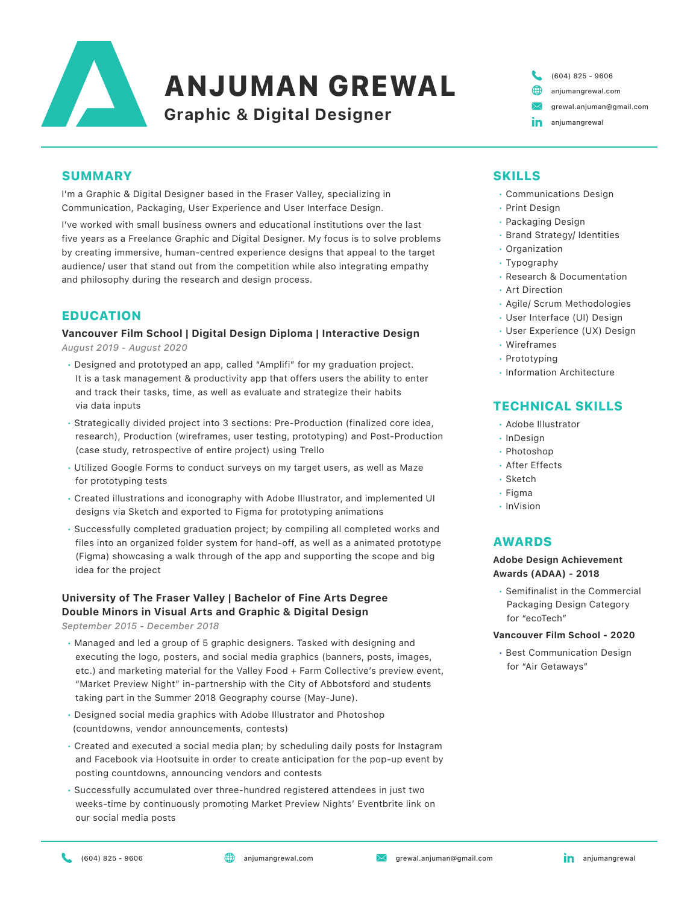# ANJUMAN GREWAL

**Graphic & Digital Designer**

(604) 825 - 9606
anjumangrewal.com
grewal.anjuman@gmail.com
anjumangrewal

## SUMMARY

I'm a Graphic & Digital Designer based in the Fraser Valley, specializing in Communication, Packaging, User Experience and User Interface Design.

I've worked with small business owners and educational institutions over the last five years as a Freelance Graphic and Digital Designer. My focus is to solve problems by creating immersive, human-centred experience designs that appeal to the target audience/ user that stand out from the competition while also integrating empathy and philosophy during the research and design process.

## EDUCATION

### Vancouver Film School | Digital Design Diploma | Interactive Design

*August 2019 - August 2020*

- Designed and prototyped an app, called "Amplifi" for my graduation project. It is a task management & productivity app that offers users the ability to enter and track their tasks, time, as well as evaluate and strategize their habits via data inputs
- Strategically divided project into 3 sections: Pre-Production (finalized core idea, research), Production (wireframes, user testing, prototyping) and Post-Production (case study, retrospective of entire project) using Trello
- Utilized Google Forms to conduct surveys on my target users, as well as Maze for prototyping tests
- Created illustrations and iconography with Adobe Illustrator, and implemented UI designs via Sketch and exported to Figma for prototyping animations
- Successfully completed graduation project; by compiling all completed works and files into an organized folder system for hand-off, as well as a animated prototype (Figma) showcasing a walk through of the app and supporting the scope and big idea for the project

### University of The Fraser Valley | Bachelor of Fine Arts Degree Double Minors in Visual Arts and Graphic & Digital Design

*September 2015 - December 2018*

- Managed and led a group of 5 graphic designers. Tasked with designing and executing the logo, posters, and social media graphics (banners, posts, images, etc.) and marketing material for the Valley Food + Farm Collective's preview event, "Market Preview Night" in-partnership with the City of Abbotsford and students taking part in the Summer 2018 Geography course (May-June).
- Designed social media graphics with Adobe Illustrator and Photoshop (countdowns, vendor announcements, contests)
- Created and executed a social media plan; by scheduling daily posts for Instagram and Facebook via Hootsuite in order to create anticipation for the pop-up event by posting countdowns, announcing vendors and contests
- Successfully accumulated over three-hundred registered attendees in just two weeks-time by continuously promoting Market Preview Nights' Eventbrite link on our social media posts

## SKILLS

- Communications Design
- Print Design
- Packaging Design
- Brand Strategy/ Identities
- Organization
- Typography
- Research & Documentation
- Art Direction
- Agile/ Scrum Methodologies
- User Interface (UI) Design
- User Experience (UX) Design
- Wireframes
- Prototyping
- Information Architecture

## TECHNICAL SKILLS

- Adobe Illustrator
- InDesign
- Photoshop
- After Effects
- Sketch
- Figma
- InVision

## AWARDS

**Adobe Design Achievement Awards (ADAA) - 2018**

- Semifinalist in the Commercial Packaging Design Category for "ecoTech"

**Vancouver Film School - 2020**

- Best Communication Design for "Air Getaways"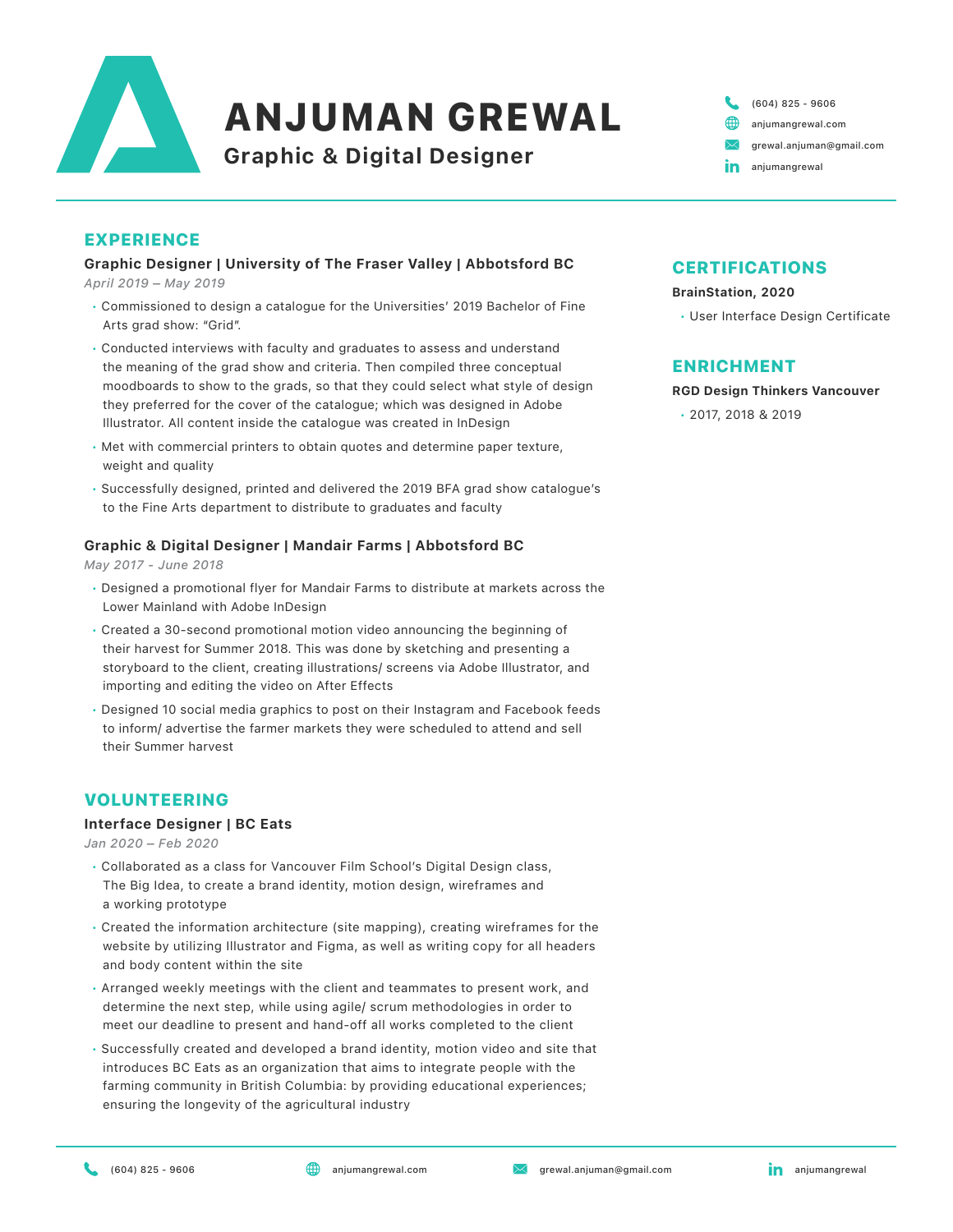# ANJUMAN GREWAL

## Graphic & Digital Designer

(604) 825 - 9606
anjumangrewal.com
grewal.anjuman@gmail.com
anjumangrewal

## EXPERIENCE

**Graphic Designer | University of The Fraser Valley | Abbotsford BC**
*April 2019 – May 2019*

- Commissioned to design a catalogue for the Universities' 2019 Bachelor of Fine Arts grad show: "Grid".
- Conducted interviews with faculty and graduates to assess and understand the meaning of the grad show and criteria. Then compiled three conceptual moodboards to show to the grads, so that they could select what style of design they preferred for the cover of the catalogue; which was designed in Adobe Illustrator. All content inside the catalogue was created in InDesign
- Met with commercial printers to obtain quotes and determine paper texture, weight and quality
- Successfully designed, printed and delivered the 2019 BFA grad show catalogue's to the Fine Arts department to distribute to graduates and faculty

**Graphic & Digital Designer | Mandair Farms | Abbotsford BC**
*May 2017 - June 2018*

- Designed a promotional flyer for Mandair Farms to distribute at markets across the Lower Mainland with Adobe InDesign
- Created a 30-second promotional motion video announcing the beginning of their harvest for Summer 2018. This was done by sketching and presenting a storyboard to the client, creating illustrations/ screens via Adobe Illustrator, and importing and editing the video on After Effects
- Designed 10 social media graphics to post on their Instagram and Facebook feeds to inform/ advertise the farmer markets they were scheduled to attend and sell their Summer harvest

## VOLUNTEERING

**Interface Designer | BC Eats**
*Jan 2020 – Feb 2020*

- Collaborated as a class for Vancouver Film School's Digital Design class, The Big Idea, to create a brand identity, motion design, wireframes and a working prototype
- Created the information architecture (site mapping), creating wireframes for the website by utilizing Illustrator and Figma, as well as writing copy for all headers and body content within the site
- Arranged weekly meetings with the client and teammates to present work, and determine the next step, while using agile/ scrum methodologies in order to meet our deadline to present and hand-off all works completed to the client
- Successfully created and developed a brand identity, motion video and site that introduces BC Eats as an organization that aims to integrate people with the farming community in British Columbia: by providing educational experiences; ensuring the longevity of the agricultural industry

## CERTIFICATIONS

**BrainStation, 2020**

- User Interface Design Certificate

## ENRICHMENT

**RGD Design Thinkers Vancouver**

- 2017, 2018 & 2019